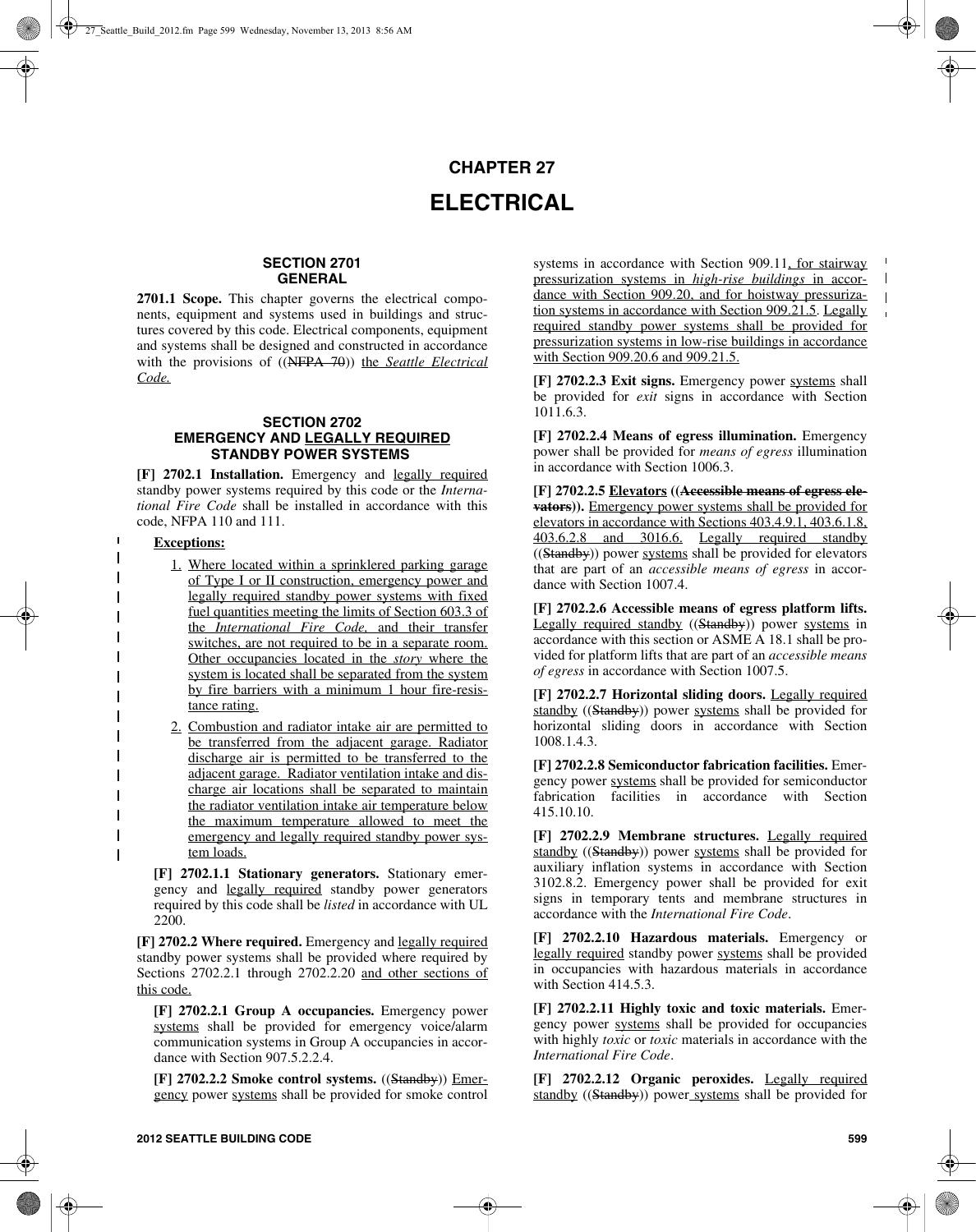# CHAPTER 27

# ELECTRICAL

## SECTION 2701 GENERAL

**2701.1 Scope.** This chapter governs the electrical components, equipment and systems used in buildings and structures covered by this code. Electrical components, equipment and systems shall be designed and constructed in accordance with the provisions of ((~~NFPA 70~~)) the *Seattle Electrical Code.*

## SECTION 2702 EMERGENCY AND LEGALLY REQUIRED STANDBY POWER SYSTEMS

**[F] 2702.1 Installation.** Emergency and legally required standby power systems required by this code or the *International Fire Code* shall be installed in accordance with this code, NFPA 110 and 111.

**Exceptions:**

1. Where located within a sprinklered parking garage of Type I or II construction, emergency power and legally required standby power systems with fixed fuel quantities meeting the limits of Section 603.3 of the *International Fire Code,* and their transfer switches, are not required to be in a separate room. Other occupancies located in the *story* where the system is located shall be separated from the system by fire barriers with a minimum 1 hour fire-resistance rating.
2. Combustion and radiator intake air are permitted to be transferred from the adjacent garage. Radiator discharge air is permitted to be transferred to the adjacent garage. Radiator ventilation intake and discharge air locations shall be separated to maintain the radiator ventilation intake air temperature below the maximum temperature allowed to meet the emergency and legally required standby power system loads.

**[F] 2702.1.1 Stationary generators.** Stationary emergency and legally required standby power generators required by this code shall be *listed* in accordance with UL 2200.

**[F] 2702.2 Where required.** Emergency and legally required standby power systems shall be provided where required by Sections 2702.2.1 through 2702.2.20 and other sections of this code.

**[F] 2702.2.1 Group A occupancies.** Emergency power systems shall be provided for emergency voice/alarm communication systems in Group A occupancies in accordance with Section 907.5.2.2.4.

**[F] 2702.2.2 Smoke control systems.** ((~~Standby~~)) Emergency power systems shall be provided for smoke control systems in accordance with Section 909.11, for stairway pressurization systems in *high-rise buildings* in accordance with Section 909.20, and for hoistway pressurization systems in accordance with Section 909.21.5. Legally required standby power systems shall be provided for pressurization systems in low-rise buildings in accordance with Section 909.20.6 and 909.21.5.

**[F] 2702.2.3 Exit signs.** Emergency power systems shall be provided for *exit* signs in accordance with Section 1011.6.3.

**[F] 2702.2.4 Means of egress illumination.** Emergency power shall be provided for *means of egress* illumination in accordance with Section 1006.3.

**[F] 2702.2.5 Elevators ((~~Accessible means of egress elevators~~)).** Emergency power systems shall be provided for elevators in accordance with Sections 403.4.9.1, 403.6.1.8, 403.6.2.8 and 3016.6. Legally required standby ((~~Standby~~)) power systems shall be provided for elevators that are part of an *accessible means of egress* in accordance with Section 1007.4.

**[F] 2702.2.6 Accessible means of egress platform lifts.** Legally required standby ((~~Standby~~)) power systems in accordance with this section or ASME A 18.1 shall be provided for platform lifts that are part of an *accessible means of egress* in accordance with Section 1007.5.

**[F] 2702.2.7 Horizontal sliding doors.** Legally required standby ((~~Standby~~)) power systems shall be provided for horizontal sliding doors in accordance with Section 1008.1.4.3.

**[F] 2702.2.8 Semiconductor fabrication facilities.** Emergency power systems shall be provided for semiconductor fabrication facilities in accordance with Section 415.10.10.

**[F] 2702.2.9 Membrane structures.** Legally required standby ((~~Standby~~)) power systems shall be provided for auxiliary inflation systems in accordance with Section 3102.8.2. Emergency power shall be provided for exit signs in temporary tents and membrane structures in accordance with the *International Fire Code*.

**[F] 2702.2.10 Hazardous materials.** Emergency or legally required standby power systems shall be provided in occupancies with hazardous materials in accordance with Section 414.5.3.

**[F] 2702.2.11 Highly toxic and toxic materials.** Emergency power systems shall be provided for occupancies with highly *toxic* or *toxic* materials in accordance with the *International Fire Code*.

**[F] 2702.2.12 Organic peroxides.** Legally required standby ((~~Standby~~)) power systems shall be provided for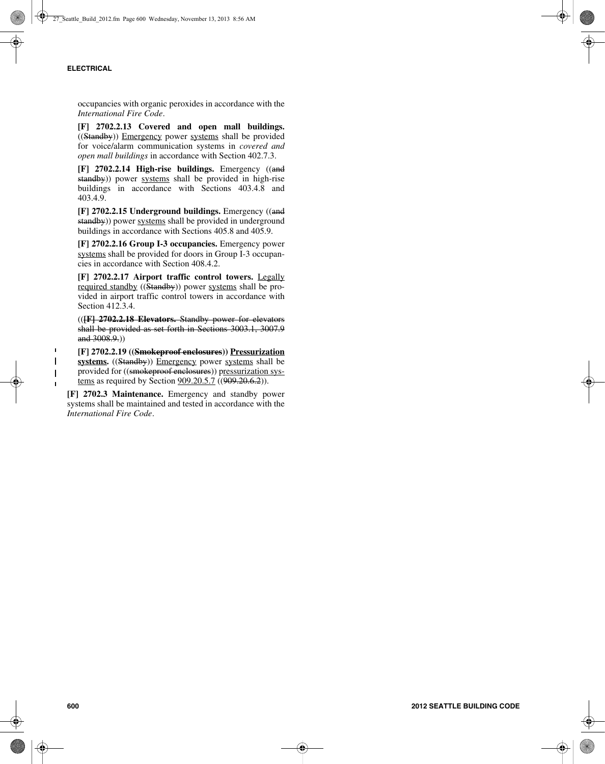occupancies with organic peroxides in accordance with the *International Fire Code*.

**[F] 2702.2.13 Covered and open mall buildings.** ((~~Standby~~)) <u>Emergency</u> power <u>systems</u> shall be provided for voice/alarm communication systems in *covered and open mall buildings* in accordance with Section 402.7.3.

**[F] 2702.2.14 High-rise buildings.** Emergency ((~~and standby~~)) power <u>systems</u> shall be provided in high-rise buildings in accordance with Sections 403.4.8 and 403.4.9.

**[F] 2702.2.15 Underground buildings.** Emergency ((~~and standby~~)) power <u>systems</u> shall be provided in underground buildings in accordance with Sections 405.8 and 405.9.

**[F] 2702.2.16 Group I-3 occupancies.** Emergency power <u>systems</u> shall be provided for doors in Group I-3 occupancies in accordance with Section 408.4.2.

**[F] 2702.2.17 Airport traffic control towers.** <u>Legally required standby</u> ((~~Standby~~)) power <u>systems</u> shall be provided in airport traffic control towers in accordance with Section 412.3.4.

((~~**[F] 2702.2.18 Elevators.** Standby power for elevators shall be provided as set forth in Sections 3003.1, 3007.9 and 3008.9.~~))

**[F] 2702.2.19 ((~~Smokeproof enclosures~~)) <u>Pressurization systems</u>.** ((~~Standby~~)) <u>Emergency</u> power <u>systems</u> shall be provided for ((~~smokeproof enclosures~~)) <u>pressurization systems</u> as required by Section <u>909.20.5.7</u> ((~~909.20.6.2~~)).

**[F] 2702.3 Maintenance.** Emergency and standby power systems shall be maintained and tested in accordance with the *International Fire Code*.